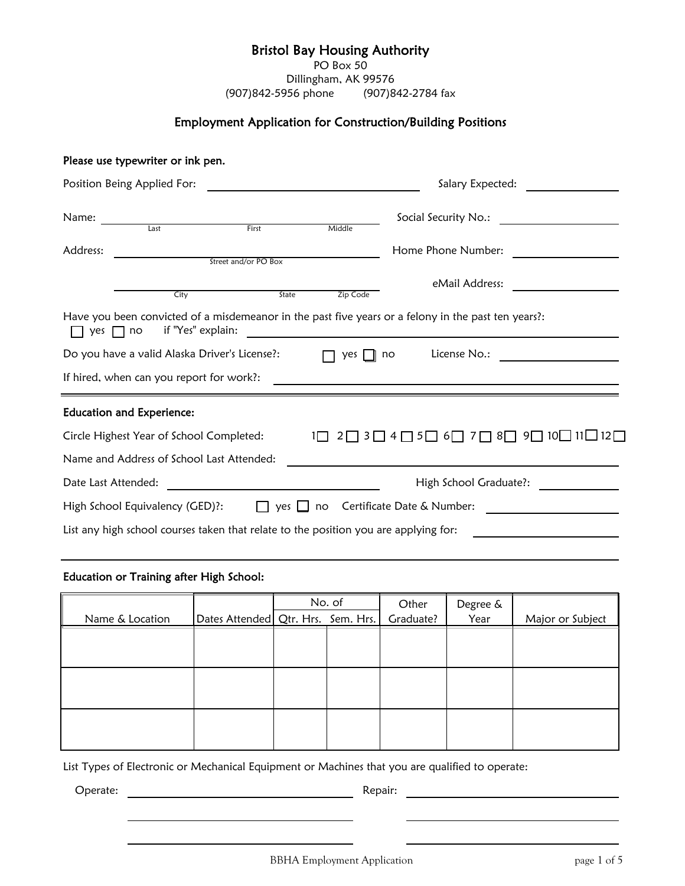# Bristol Bay Housing Authority

PO Box 50
Dillingham, AK 99576
(907)842-5956 phone (907)842-2784 fax

## Employment Application for Construction/Building Positions

Please use typewriter or ink pen.

Position Being Applied For: ____________________ Salary Expected: __________

Name: ______________________________ Social Security No.: __________
Last First Middle

Address: ______________________________ Home Phone Number: __________
Street and/or PO Box

______________________________ eMail Address: __________
City State Zip Code

Have you been convicted of a misdemeanor in the past five years or a felony in the past ten years?:
☐ yes ☐ no if "Yes" explain: ____________________

Do you have a valid Alaska Driver's License?: ☐ yes ☐ no License No.: __________

If hired, when can you report for work?: ____________________

---

### Education and Experience:

Circle Highest Year of School Completed: 1☐ 2☐ 3☐ 4☐ 5☐ 6☐ 7☐ 8☐ 9☐ 10☐ 11☐ 12☐

Name and Address of School Last Attended: ____________________

Date Last Attended: ____________________ High School Graduate?: __________

High School Equivalency (GED)?: ☐ yes ☐ no Certificate Date & Number: __________

List any high school courses taken that relate to the position you are applying for: __________

---

### Education or Training after High School:

| Name & Location | Dates Attended | No. of Qtr. Hrs. | No. of Sem. Hrs. | Other Graduate? | Degree & Year | Major or Subject |
|---|---|---|---|---|---|---|
| | | | | | | |
| | | | | | | |
| | | | | | | |

List Types of Electronic or Mechanical Equipment or Machines that you are qualified to operate:

Operate: ____________________ Repair: ____________________

____________________ ____________________

____________________ ____________________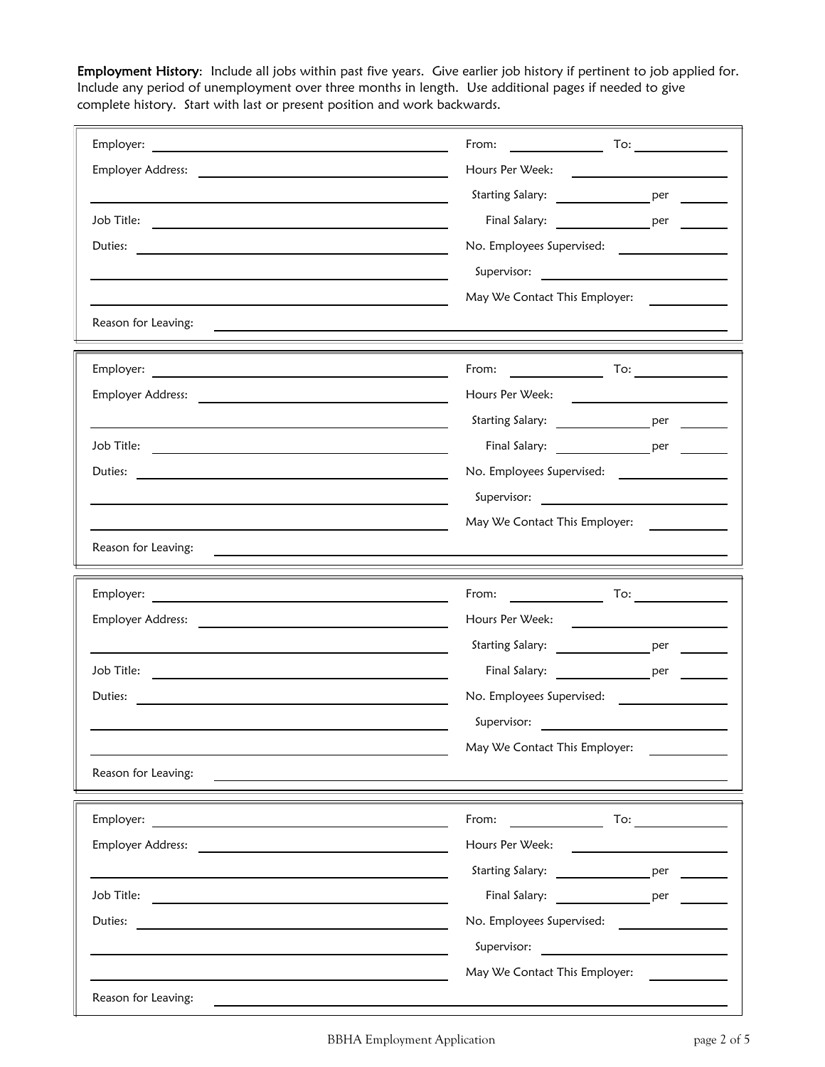**Employment History**: Include all jobs within past five years. Give earlier job history if pertinent to job applied for. Include any period of unemployment over three months in length. Use additional pages if needed to give complete history. Start with last or present position and work backwards.

| | |
|---|---|
| Employer: ______________________ | From: __________ To: __________ |
| Employer Address: ______________________ | Hours Per Week: __________ |
| ______________________ | Starting Salary: __________ per ______ |
| Job Title: ______________________ | Final Salary: __________ per ______ |
| Duties: ______________________ | No. Employees Supervised: __________ |
| ______________________ | Supervisor: __________ |
| ______________________ | May We Contact This Employer: ______ |
| Reason for Leaving: ______________________ | |

| | |
|---|---|
| Employer: ______________________ | From: __________ To: __________ |
| Employer Address: ______________________ | Hours Per Week: __________ |
| ______________________ | Starting Salary: __________ per ______ |
| Job Title: ______________________ | Final Salary: __________ per ______ |
| Duties: ______________________ | No. Employees Supervised: __________ |
| ______________________ | Supervisor: __________ |
| ______________________ | May We Contact This Employer: ______ |
| Reason for Leaving: ______________________ | |

| | |
|---|---|
| Employer: ______________________ | From: __________ To: __________ |
| Employer Address: ______________________ | Hours Per Week: __________ |
| ______________________ | Starting Salary: __________ per ______ |
| Job Title: ______________________ | Final Salary: __________ per ______ |
| Duties: ______________________ | No. Employees Supervised: __________ |
| ______________________ | Supervisor: __________ |
| ______________________ | May We Contact This Employer: ______ |
| Reason for Leaving: ______________________ | |

| | |
|---|---|
| Employer: ______________________ | From: __________ To: __________ |
| Employer Address: ______________________ | Hours Per Week: __________ |
| ______________________ | Starting Salary: __________ per ______ |
| Job Title: ______________________ | Final Salary: __________ per ______ |
| Duties: ______________________ | No. Employees Supervised: __________ |
| ______________________ | Supervisor: __________ |
| ______________________ | May We Contact This Employer: ______ |
| Reason for Leaving: ______________________ | |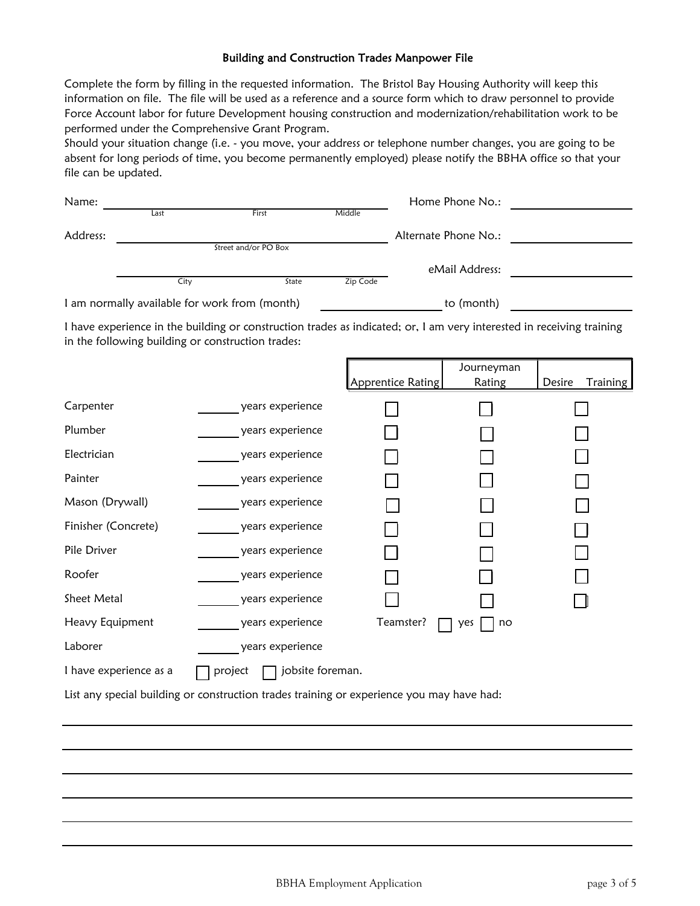## Building and Construction Trades Manpower File

Complete the form by filling in the requested information. The Bristol Bay Housing Authority will keep this information on file. The file will be used as a reference and a source form which to draw personnel to provide Force Account labor for future Development housing construction and modernization/rehabilitation work to be performed under the Comprehensive Grant Program.

Should your situation change (i.e. - you move, your address or telephone number changes, you are going to be absent for long periods of time, you become permanently employed) please notify the BBHA office so that your file can be updated.

Name: ______________________________________ (Last, First, Middle) Home Phone No.: ____________________

Address: ____________________________________ (Street and/or PO Box) Alternate Phone No.: ____________________

____________________________________ (City, State, Zip Code) eMail Address: ____________________

I am normally available for work from (month) ____________________ to (month) ____________________

I have experience in the building or construction trades as indicated; or, I am very interested in receiving training in the following building or construction trades:

| Trade | Years Experience | Apprentice Rating | Journeyman Rating | Desire Training |
|---|---|---|---|---|
| Carpenter | ______ years experience | ☐ | ☐ | ☐ |
| Plumber | ______ years experience | ☐ | ☐ | ☐ |
| Electrician | ______ years experience | ☐ | ☐ | ☐ |
| Painter | ______ years experience | ☐ | ☐ | ☐ |
| Mason (Drywall) | ______ years experience | ☐ | ☐ | ☐ |
| Finisher (Concrete) | ______ years experience | ☐ | ☐ | ☐ |
| Pile Driver | ______ years experience | ☐ | ☐ | ☐ |
| Roofer | ______ years experience | ☐ | ☐ | ☐ |
| Sheet Metal | ______ years experience | ☐ | ☐ | ☐ |
| Heavy Equipment | ______ years experience | Teamster? | ☐ yes ☐ no | |
| Laborer | ______ years experience | | | |

I have experience as a ☐ project ☐ jobsite foreman.

List any special building or construction trades training or experience you may have had:

______________________________________________________________________________

______________________________________________________________________________

______________________________________________________________________________

______________________________________________________________________________

______________________________________________________________________________

______________________________________________________________________________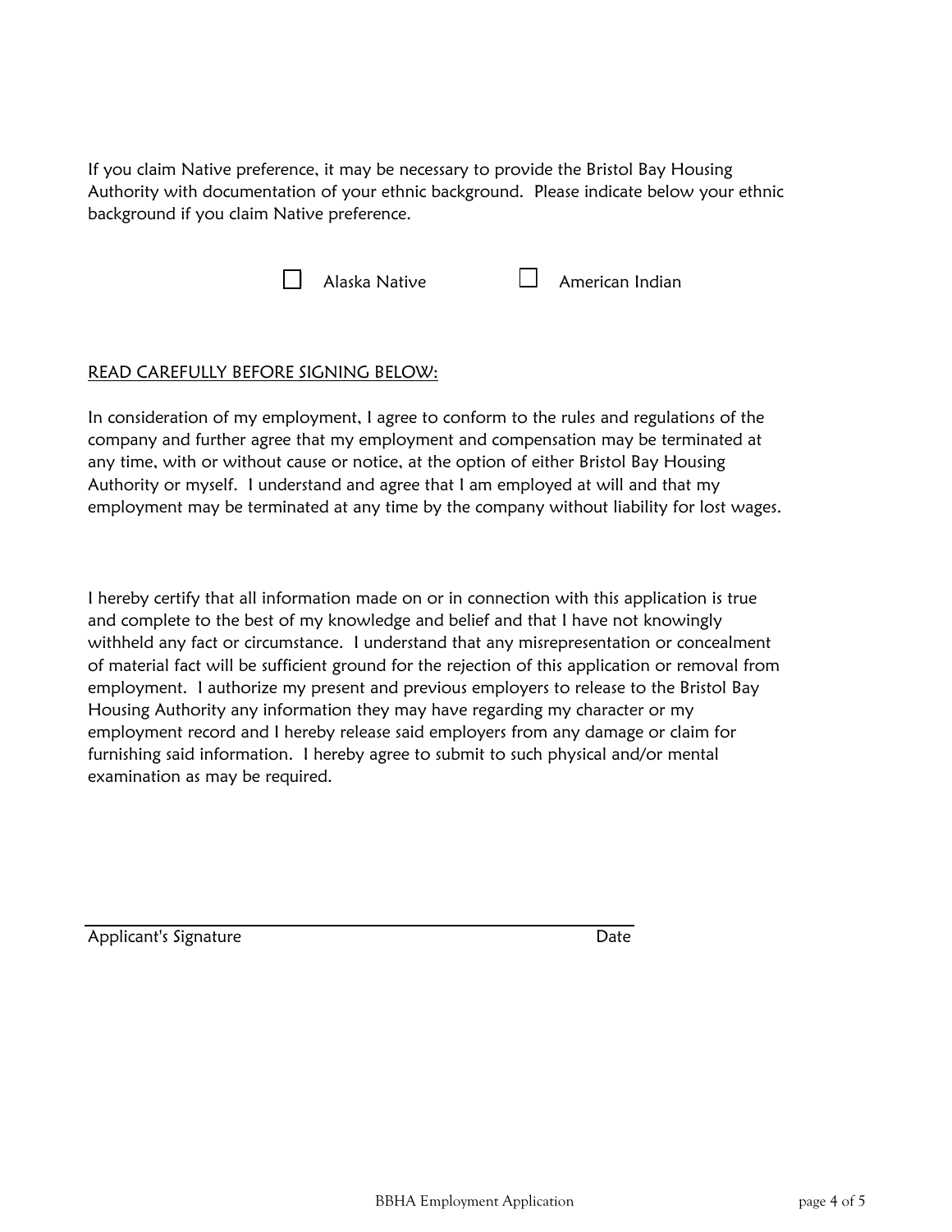If you claim Native preference, it may be necessary to provide the Bristol Bay Housing Authority with documentation of your ethnic background. Please indicate below your ethnic background if you claim Native preference.

☐ Alaska Native ☐ American Indian

<u>READ CAREFULLY BEFORE SIGNING BELOW:</u>

In consideration of my employment, I agree to conform to the rules and regulations of the company and further agree that my employment and compensation may be terminated at any time, with or without cause or notice, at the option of either Bristol Bay Housing Authority or myself. I understand and agree that I am employed at will and that my employment may be terminated at any time by the company without liability for lost wages.

I hereby certify that all information made on or in connection with this application is true and complete to the best of my knowledge and belief and that I have not knowingly withheld any fact or circumstance. I understand that any misrepresentation or concealment of material fact will be sufficient ground for the rejection of this application or removal from employment. I authorize my present and previous employers to release to the Bristol Bay Housing Authority any information they may have regarding my character or my employment record and I hereby release said employers from any damage or claim for furnishing said information. I hereby agree to submit to such physical and/or mental examination as may be required.

\_\_\_\_\_\_\_\_\_\_\_\_\_\_\_\_\_\_\_\_\_\_\_\_\_\_\_\_\_\_\_\_\_\_\_\_\_\_\_\_\_\_\_\_\_\_\_\_\_\_\_\_\_\_\_\_

Applicant's Signature Date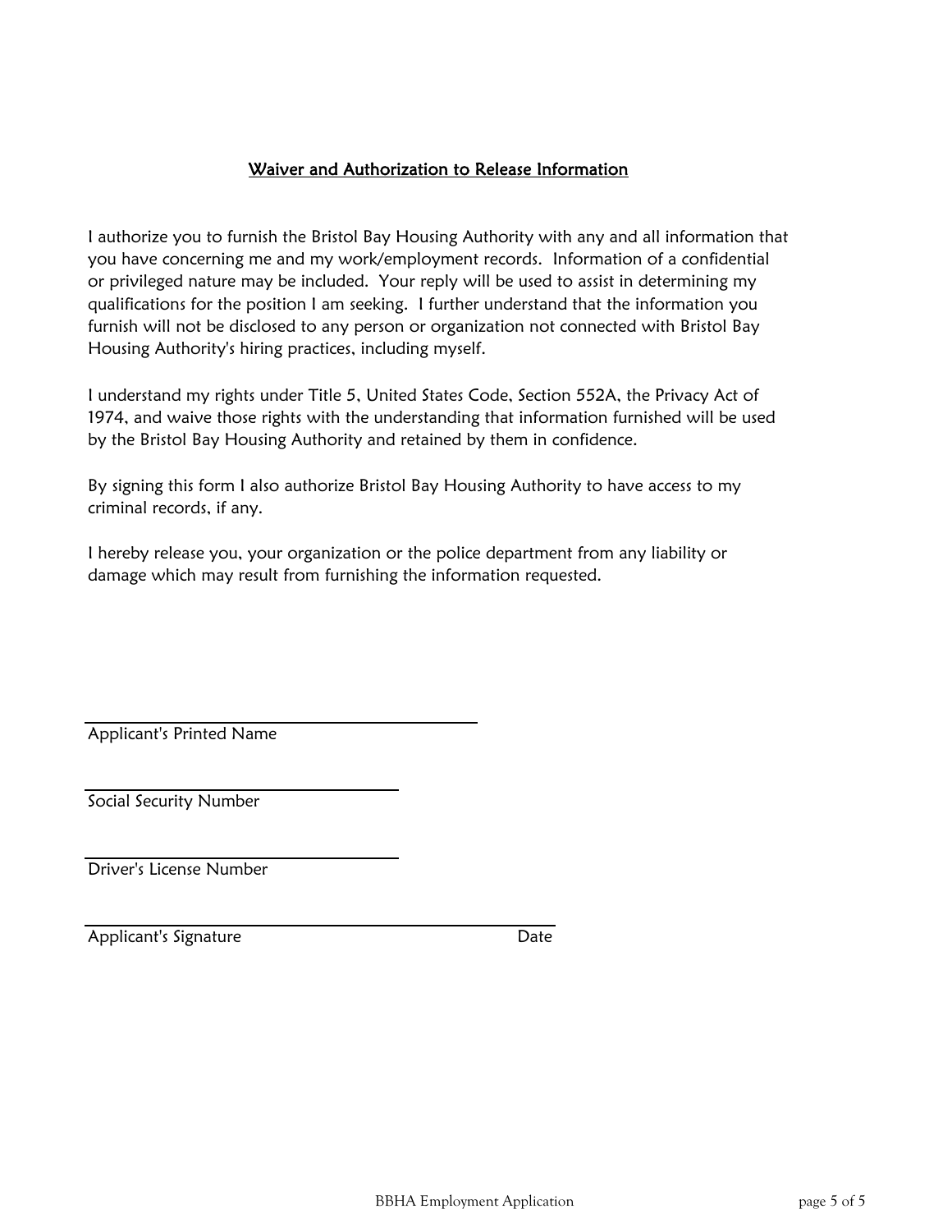## Waiver and Authorization to Release Information

I authorize you to furnish the Bristol Bay Housing Authority with any and all information that you have concerning me and my work/employment records. Information of a confidential or privileged nature may be included. Your reply will be used to assist in determining my qualifications for the position I am seeking. I further understand that the information you furnish will not be disclosed to any person or organization not connected with Bristol Bay Housing Authority's hiring practices, including myself.

I understand my rights under Title 5, United States Code, Section 552A, the Privacy Act of 1974, and waive those rights with the understanding that information furnished will be used by the Bristol Bay Housing Authority and retained by them in confidence.

By signing this form I also authorize Bristol Bay Housing Authority to have access to my criminal records, if any.

I hereby release you, your organization or the police department from any liability or damage which may result from furnishing the information requested.

\_\_\_\_\_\_\_\_\_\_\_\_\_\_\_\_\_\_\_\_\_\_\_\_\_\_\_\_\_\_\_\_\_\_\_\_\_\_\_\_
Applicant's Printed Name

\_\_\_\_\_\_\_\_\_\_\_\_\_\_\_\_\_\_\_\_\_\_\_\_\_\_\_\_\_\_\_\_\_
Social Security Number

\_\_\_\_\_\_\_\_\_\_\_\_\_\_\_\_\_\_\_\_\_\_\_\_\_\_\_\_\_\_\_\_\_
Driver's License Number

\_\_\_\_\_\_\_\_\_\_\_\_\_\_\_\_\_\_\_\_\_\_\_\_\_\_\_\_\_\_\_\_\_\_\_\_\_\_\_\_\_\_\_\_\_\_\_\_\_\_
Applicant's Signature Date